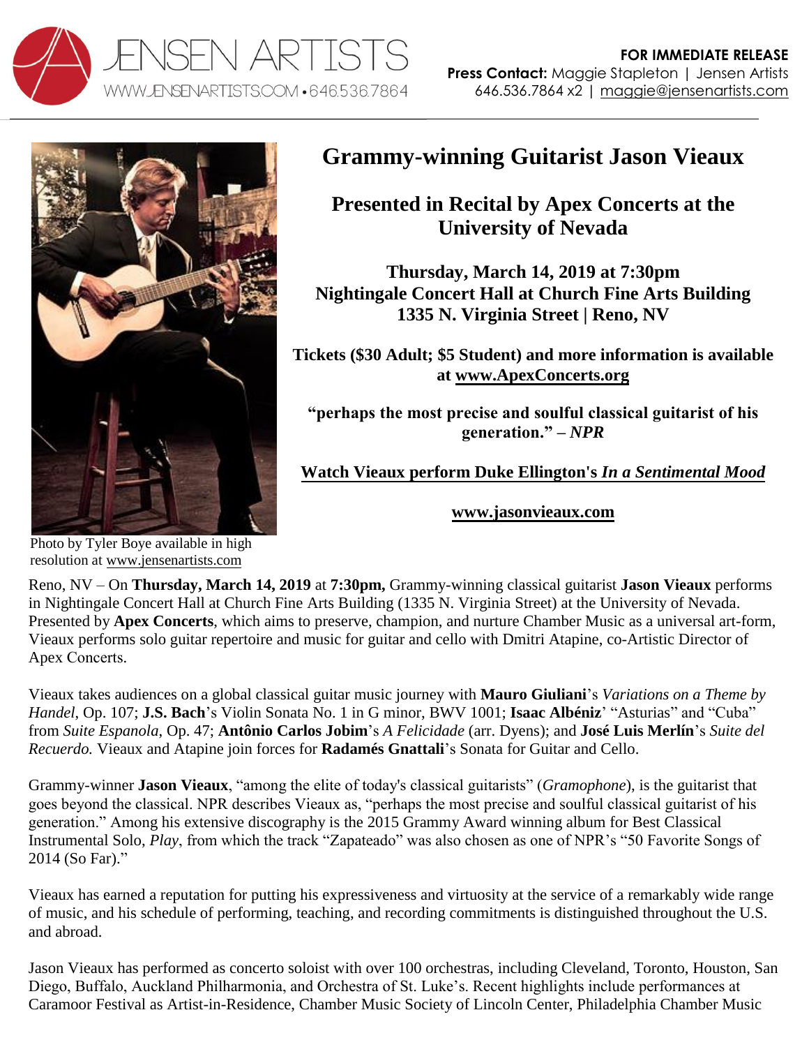JENSEN ARTISTS
WWW.JENSENARTISTS.COM • 646.536.7864

**FOR IMMEDIATE RELEASE**
**Press Contact:** Maggie Stapleton | Jensen Artists
646.536.7864 x2 | maggie@jensenartists.com

Photo by Tyler Boye available in high resolution at www.jensenartists.com

# Grammy-winning Guitarist Jason Vieaux

## Presented in Recital by Apex Concerts at the University of Nevada

**Thursday, March 14, 2019 at 7:30pm**
**Nightingale Concert Hall at Church Fine Arts Building**
**1335 N. Virginia Street | Reno, NV**

**Tickets ($30 Adult; $5 Student) and more information is available at www.ApexConcerts.org**

**"perhaps the most precise and soulful classical guitarist of his generation." – *NPR***

**Watch Vieaux perform Duke Ellington's *In a Sentimental Mood***

**www.jasonvieaux.com**

Reno, NV – On **Thursday, March 14, 2019** at **7:30pm,** Grammy-winning classical guitarist **Jason Vieaux** performs in Nightingale Concert Hall at Church Fine Arts Building (1335 N. Virginia Street) at the University of Nevada. Presented by **Apex Concerts**, which aims to preserve, champion, and nurture Chamber Music as a universal art-form, Vieaux performs solo guitar repertoire and music for guitar and cello with Dmitri Atapine, co-Artistic Director of Apex Concerts.

Vieaux takes audiences on a global classical guitar music journey with **Mauro Giuliani**'s *Variations on a Theme by Handel*, Op. 107; **J.S. Bach**'s Violin Sonata No. 1 in G minor, BWV 1001; **Isaac Albéniz**' "Asturias" and "Cuba" from *Suite Espanola*, Op. 47; **Antônio Carlos Jobim**'s *A Felicidade* (arr. Dyens); and **José Luis Merlín**'s *Suite del Recuerdo.* Vieaux and Atapine join forces for **Radamés Gnattali**'s Sonata for Guitar and Cello.

Grammy-winner **Jason Vieaux**, "among the elite of today's classical guitarists" (*Gramophone*), is the guitarist that goes beyond the classical. NPR describes Vieaux as, "perhaps the most precise and soulful classical guitarist of his generation." Among his extensive discography is the 2015 Grammy Award winning album for Best Classical Instrumental Solo, *Play*, from which the track "Zapateado" was also chosen as one of NPR's "50 Favorite Songs of 2014 (So Far)."

Vieaux has earned a reputation for putting his expressiveness and virtuosity at the service of a remarkably wide range of music, and his schedule of performing, teaching, and recording commitments is distinguished throughout the U.S. and abroad.

Jason Vieaux has performed as concerto soloist with over 100 orchestras, including Cleveland, Toronto, Houston, San Diego, Buffalo, Auckland Philharmonia, and Orchestra of St. Luke's. Recent highlights include performances at Caramoor Festival as Artist-in-Residence, Chamber Music Society of Lincoln Center, Philadelphia Chamber Music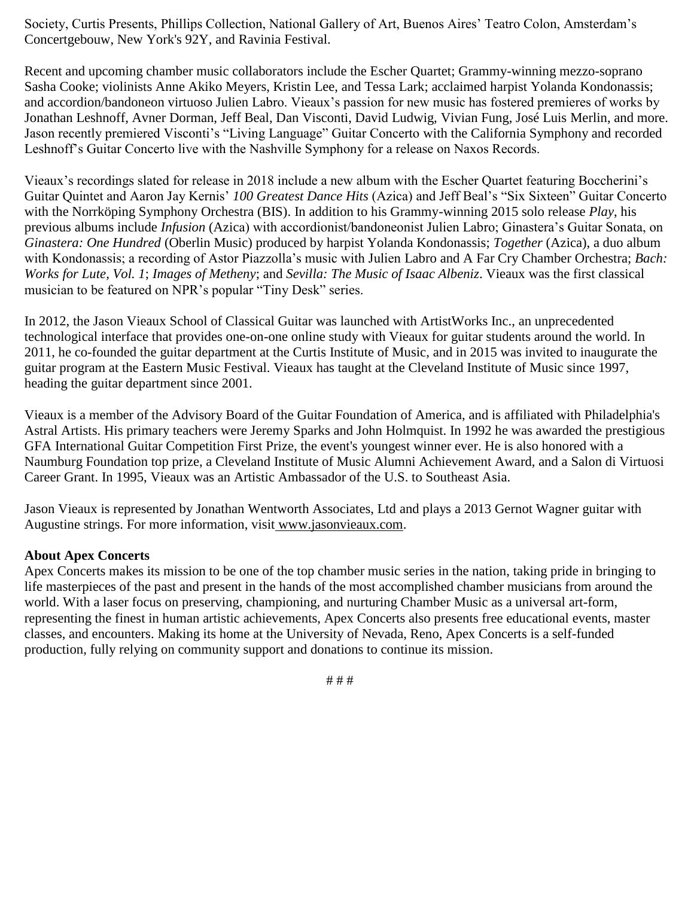Society, Curtis Presents, Phillips Collection, National Gallery of Art, Buenos Aires' Teatro Colon, Amsterdam's Concertgebouw, New York's 92Y, and Ravinia Festival.

Recent and upcoming chamber music collaborators include the Escher Quartet; Grammy-winning mezzo-soprano Sasha Cooke; violinists Anne Akiko Meyers, Kristin Lee, and Tessa Lark; acclaimed harpist Yolanda Kondonassis; and accordion/bandoneon virtuoso Julien Labro. Vieaux's passion for new music has fostered premieres of works by Jonathan Leshnoff, Avner Dorman, Jeff Beal, Dan Visconti, David Ludwig, Vivian Fung, José Luis Merlin, and more. Jason recently premiered Visconti's "Living Language" Guitar Concerto with the California Symphony and recorded Leshnoff's Guitar Concerto live with the Nashville Symphony for a release on Naxos Records.

Vieaux's recordings slated for release in 2018 include a new album with the Escher Quartet featuring Boccherini's Guitar Quintet and Aaron Jay Kernis' *100 Greatest Dance Hits* (Azica) and Jeff Beal's "Six Sixteen" Guitar Concerto with the Norrköping Symphony Orchestra (BIS). In addition to his Grammy-winning 2015 solo release *Play*, his previous albums include *Infusion* (Azica) with accordionist/bandoneonist Julien Labro; Ginastera's Guitar Sonata, on *Ginastera: One Hundred* (Oberlin Music) produced by harpist Yolanda Kondonassis; *Together* (Azica), a duo album with Kondonassis; a recording of Astor Piazzolla's music with Julien Labro and A Far Cry Chamber Orchestra; *Bach: Works for Lute, Vol. 1*; *Images of Metheny*; and *Sevilla: The Music of Isaac Albeniz*. Vieaux was the first classical musician to be featured on NPR's popular "Tiny Desk" series.

In 2012, the Jason Vieaux School of Classical Guitar was launched with ArtistWorks Inc., an unprecedented technological interface that provides one-on-one online study with Vieaux for guitar students around the world. In 2011, he co-founded the guitar department at the Curtis Institute of Music, and in 2015 was invited to inaugurate the guitar program at the Eastern Music Festival. Vieaux has taught at the Cleveland Institute of Music since 1997, heading the guitar department since 2001.

Vieaux is a member of the Advisory Board of the Guitar Foundation of America, and is affiliated with Philadelphia's Astral Artists. His primary teachers were Jeremy Sparks and John Holmquist. In 1992 he was awarded the prestigious GFA International Guitar Competition First Prize, the event's youngest winner ever. He is also honored with a Naumburg Foundation top prize, a Cleveland Institute of Music Alumni Achievement Award, and a Salon di Virtuosi Career Grant. In 1995, Vieaux was an Artistic Ambassador of the U.S. to Southeast Asia.

Jason Vieaux is represented by Jonathan Wentworth Associates, Ltd and plays a 2013 Gernot Wagner guitar with Augustine strings. For more information, visit www.jasonvieaux.com.

**About Apex Concerts**

Apex Concerts makes its mission to be one of the top chamber music series in the nation, taking pride in bringing to life masterpieces of the past and present in the hands of the most accomplished chamber musicians from around the world. With a laser focus on preserving, championing, and nurturing Chamber Music as a universal art-form, representing the finest in human artistic achievements, Apex Concerts also presents free educational events, master classes, and encounters. Making its home at the University of Nevada, Reno, Apex Concerts is a self-funded production, fully relying on community support and donations to continue its mission.

# # #